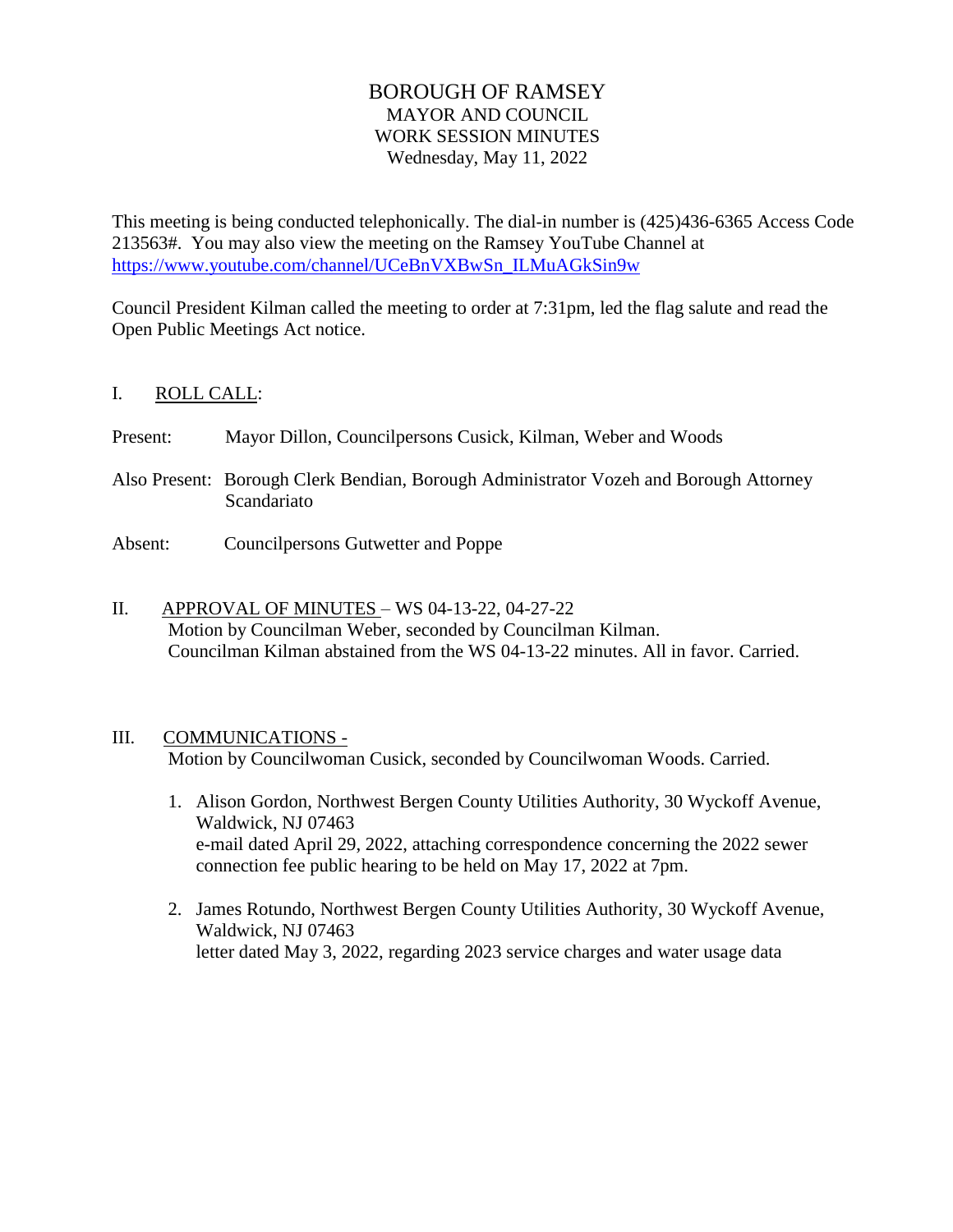# BOROUGH OF RAMSEY

## MAYOR AND COUNCIL
## WORK SESSION MINUTES
Wednesday, May 11, 2022

This meeting is being conducted telephonically. The dial-in number is (425)436-6365 Access Code 213563#. You may also view the meeting on the Ramsey YouTube Channel at https://www.youtube.com/channel/UCeBnVXBwSn_ILMuAGkSin9w

Council President Kilman called the meeting to order at 7:31pm, led the flag salute and read the Open Public Meetings Act notice.

I. ROLL CALL:

Present: Mayor Dillon, Councilpersons Cusick, Kilman, Weber and Woods

Also Present: Borough Clerk Bendian, Borough Administrator Vozeh and Borough Attorney Scandariato

Absent: Councilpersons Gutwetter and Poppe

II. APPROVAL OF MINUTES – WS 04-13-22, 04-27-22
Motion by Councilman Weber, seconded by Councilman Kilman.
Councilman Kilman abstained from the WS 04-13-22 minutes. All in favor. Carried.

III. COMMUNICATIONS -
Motion by Councilwoman Cusick, seconded by Councilwoman Woods. Carried.

1. Alison Gordon, Northwest Bergen County Utilities Authority, 30 Wyckoff Avenue, Waldwick, NJ 07463
e-mail dated April 29, 2022, attaching correspondence concerning the 2022 sewer connection fee public hearing to be held on May 17, 2022 at 7pm.

2. James Rotundo, Northwest Bergen County Utilities Authority, 30 Wyckoff Avenue, Waldwick, NJ 07463
letter dated May 3, 2022, regarding 2023 service charges and water usage data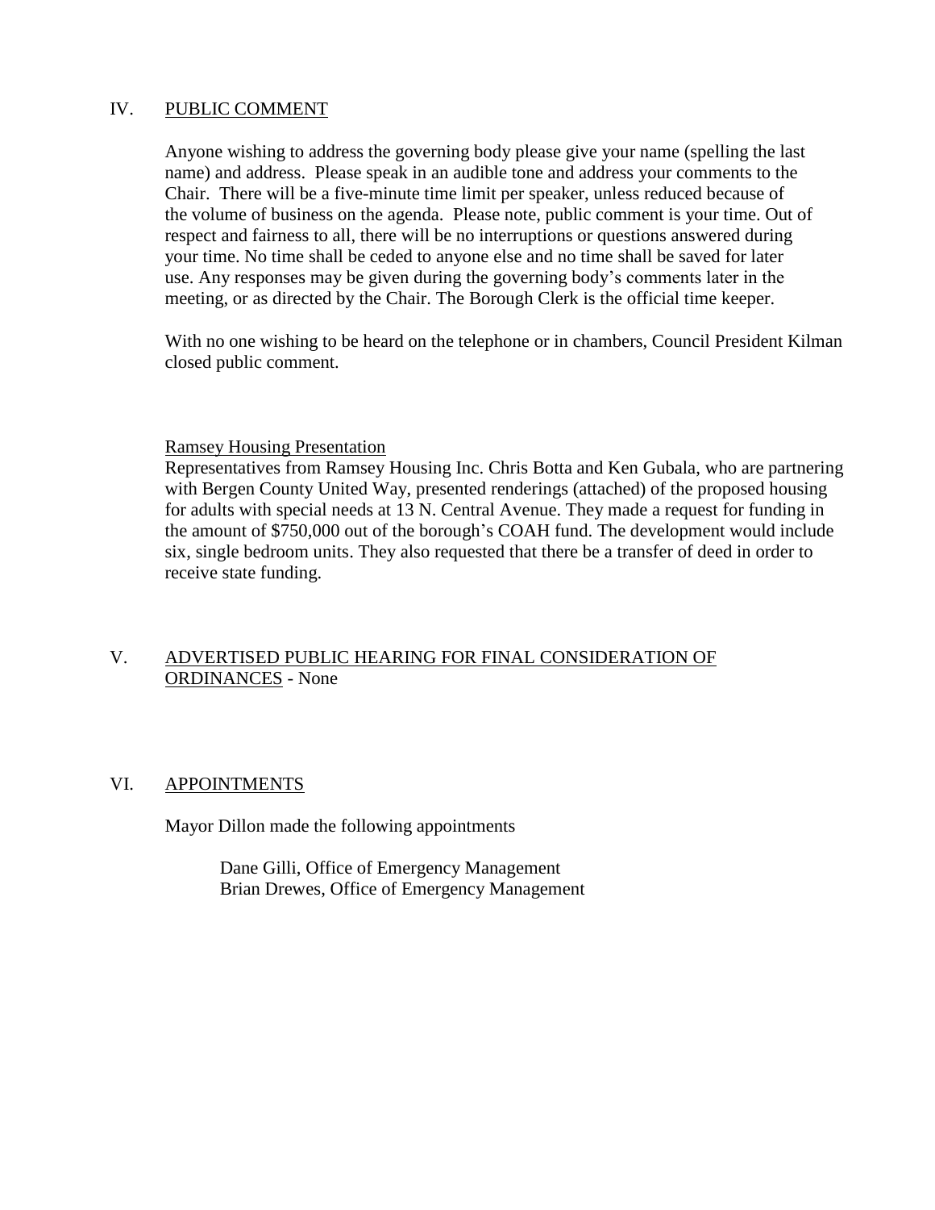## IV. PUBLIC COMMENT

Anyone wishing to address the governing body please give your name (spelling the last name) and address. Please speak in an audible tone and address your comments to the Chair. There will be a five-minute time limit per speaker, unless reduced because of the volume of business on the agenda. Please note, public comment is your time. Out of respect and fairness to all, there will be no interruptions or questions answered during your time. No time shall be ceded to anyone else and no time shall be saved for later use. Any responses may be given during the governing body's comments later in the meeting, or as directed by the Chair. The Borough Clerk is the official time keeper.

With no one wishing to be heard on the telephone or in chambers, Council President Kilman closed public comment.

### Ramsey Housing Presentation

Representatives from Ramsey Housing Inc. Chris Botta and Ken Gubala, who are partnering with Bergen County United Way, presented renderings (attached) of the proposed housing for adults with special needs at 13 N. Central Avenue. They made a request for funding in the amount of $750,000 out of the borough's COAH fund. The development would include six, single bedroom units. They also requested that there be a transfer of deed in order to receive state funding.

## V. ADVERTISED PUBLIC HEARING FOR FINAL CONSIDERATION OF ORDINANCES - None

## VI. APPOINTMENTS

Mayor Dillon made the following appointments

Dane Gilli, Office of Emergency Management
Brian Drewes, Office of Emergency Management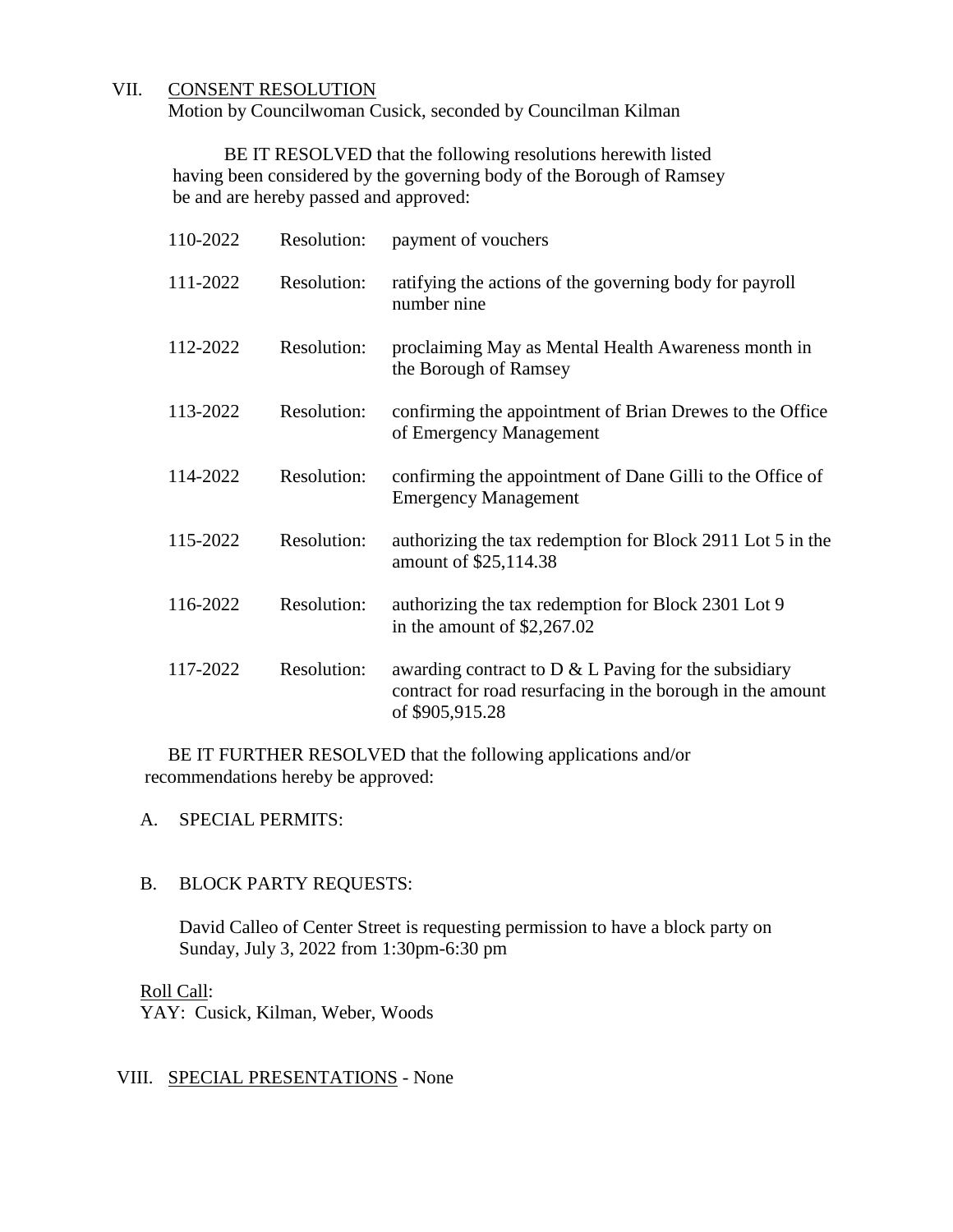## VII. CONSENT RESOLUTION

Motion by Councilwoman Cusick, seconded by Councilman Kilman

BE IT RESOLVED that the following resolutions herewith listed having been considered by the governing body of the Borough of Ramsey be and are hereby passed and approved:

| | | |
|---|---|---|
| 110-2022 | Resolution: | payment of vouchers |
| 111-2022 | Resolution: | ratifying the actions of the governing body for payroll number nine |
| 112-2022 | Resolution: | proclaiming May as Mental Health Awareness month in the Borough of Ramsey |
| 113-2022 | Resolution: | confirming the appointment of Brian Drewes to the Office of Emergency Management |
| 114-2022 | Resolution: | confirming the appointment of Dane Gilli to the Office of Emergency Management |
| 115-2022 | Resolution: | authorizing the tax redemption for Block 2911 Lot 5 in the amount of $25,114.38 |
| 116-2022 | Resolution: | authorizing the tax redemption for Block 2301 Lot 9 in the amount of $2,267.02 |
| 117-2022 | Resolution: | awarding contract to D & L Paving for the subsidiary contract for road resurfacing in the borough in the amount of $905,915.28 |

BE IT FURTHER RESOLVED that the following applications and/or recommendations hereby be approved:

A. SPECIAL PERMITS:

B. BLOCK PARTY REQUESTS:

David Calleo of Center Street is requesting permission to have a block party on Sunday, July 3, 2022 from 1:30pm-6:30 pm

Roll Call:
YAY: Cusick, Kilman, Weber, Woods

## VIII. SPECIAL PRESENTATIONS - None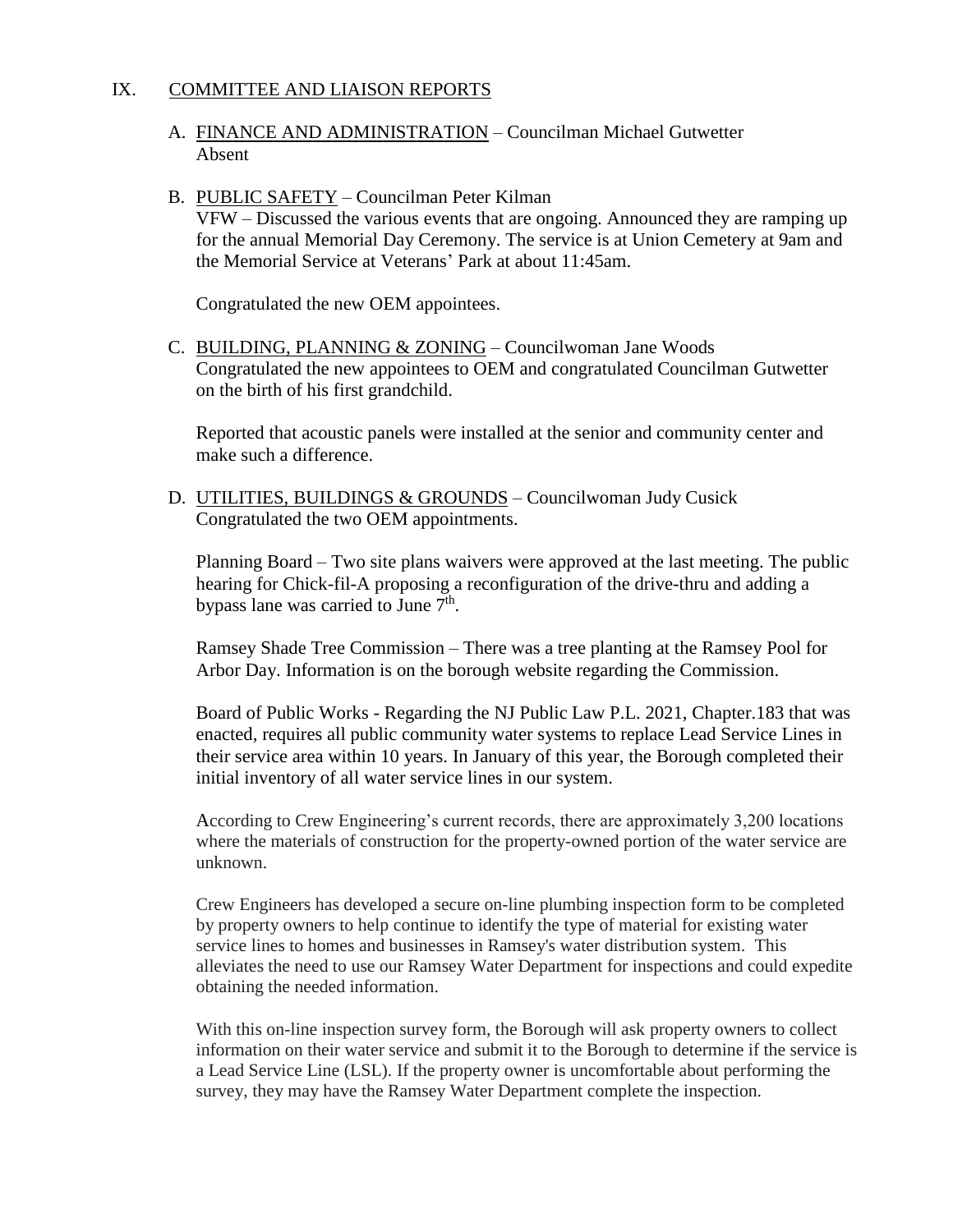## IX. COMMITTEE AND LIAISON REPORTS

A. <u>FINANCE AND ADMINISTRATION</u> – Councilman Michael Gutwetter
Absent

B. <u>PUBLIC SAFETY</u> – Councilman Peter Kilman
VFW – Discussed the various events that are ongoing. Announced they are ramping up for the annual Memorial Day Ceremony. The service is at Union Cemetery at 9am and the Memorial Service at Veterans' Park at about 11:45am.

Congratulated the new OEM appointees.

C. <u>BUILDING, PLANNING & ZONING</u> – Councilwoman Jane Woods
Congratulated the new appointees to OEM and congratulated Councilman Gutwetter on the birth of his first grandchild.

Reported that acoustic panels were installed at the senior and community center and make such a difference.

D. <u>UTILITIES, BUILDINGS & GROUNDS</u> – Councilwoman Judy Cusick
Congratulated the two OEM appointments.

Planning Board – Two site plans waivers were approved at the last meeting. The public hearing for Chick-fil-A proposing a reconfiguration of the drive-thru and adding a bypass lane was carried to June 7th.

Ramsey Shade Tree Commission – There was a tree planting at the Ramsey Pool for Arbor Day. Information is on the borough website regarding the Commission.

Board of Public Works - Regarding the NJ Public Law P.L. 2021, Chapter.183 that was enacted, requires all public community water systems to replace Lead Service Lines in their service area within 10 years. In January of this year, the Borough completed their initial inventory of all water service lines in our system.

According to Crew Engineering's current records, there are approximately 3,200 locations where the materials of construction for the property-owned portion of the water service are unknown.

Crew Engineers has developed a secure on-line plumbing inspection form to be completed by property owners to help continue to identify the type of material for existing water service lines to homes and businesses in Ramsey's water distribution system. This alleviates the need to use our Ramsey Water Department for inspections and could expedite obtaining the needed information.

With this on-line inspection survey form, the Borough will ask property owners to collect information on their water service and submit it to the Borough to determine if the service is a Lead Service Line (LSL). If the property owner is uncomfortable about performing the survey, they may have the Ramsey Water Department complete the inspection.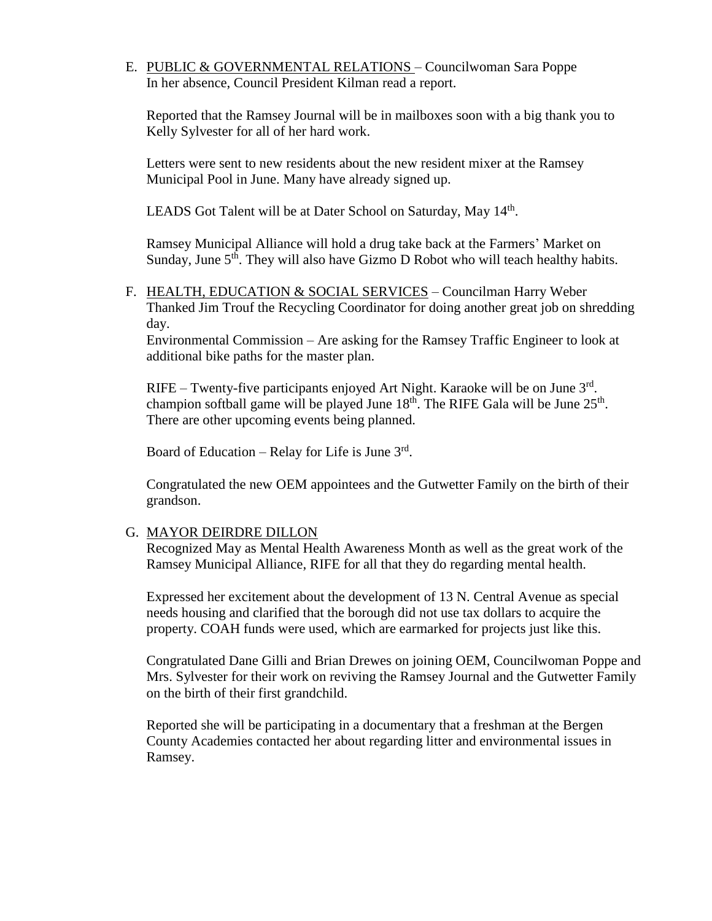E. PUBLIC & GOVERNMENTAL RELATIONS – Councilwoman Sara Poppe
In her absence, Council President Kilman read a report.

Reported that the Ramsey Journal will be in mailboxes soon with a big thank you to Kelly Sylvester for all of her hard work.

Letters were sent to new residents about the new resident mixer at the Ramsey Municipal Pool in June. Many have already signed up.

LEADS Got Talent will be at Dater School on Saturday, May 14th.

Ramsey Municipal Alliance will hold a drug take back at the Farmers' Market on Sunday, June 5th. They will also have Gizmo D Robot who will teach healthy habits.

F. HEALTH, EDUCATION & SOCIAL SERVICES – Councilman Harry Weber
Thanked Jim Trouf the Recycling Coordinator for doing another great job on shredding day.
Environmental Commission – Are asking for the Ramsey Traffic Engineer to look at additional bike paths for the master plan.

RIFE – Twenty-five participants enjoyed Art Night. Karaoke will be on June 3rd. champion softball game will be played June 18th. The RIFE Gala will be June 25th. There are other upcoming events being planned.

Board of Education – Relay for Life is June 3rd.

Congratulated the new OEM appointees and the Gutwetter Family on the birth of their grandson.

G. MAYOR DEIRDRE DILLON
Recognized May as Mental Health Awareness Month as well as the great work of the Ramsey Municipal Alliance, RIFE for all that they do regarding mental health.

Expressed her excitement about the development of 13 N. Central Avenue as special needs housing and clarified that the borough did not use tax dollars to acquire the property. COAH funds were used, which are earmarked for projects just like this.

Congratulated Dane Gilli and Brian Drewes on joining OEM, Councilwoman Poppe and Mrs. Sylvester for their work on reviving the Ramsey Journal and the Gutwetter Family on the birth of their first grandchild.

Reported she will be participating in a documentary that a freshman at the Bergen County Academies contacted her about regarding litter and environmental issues in Ramsey.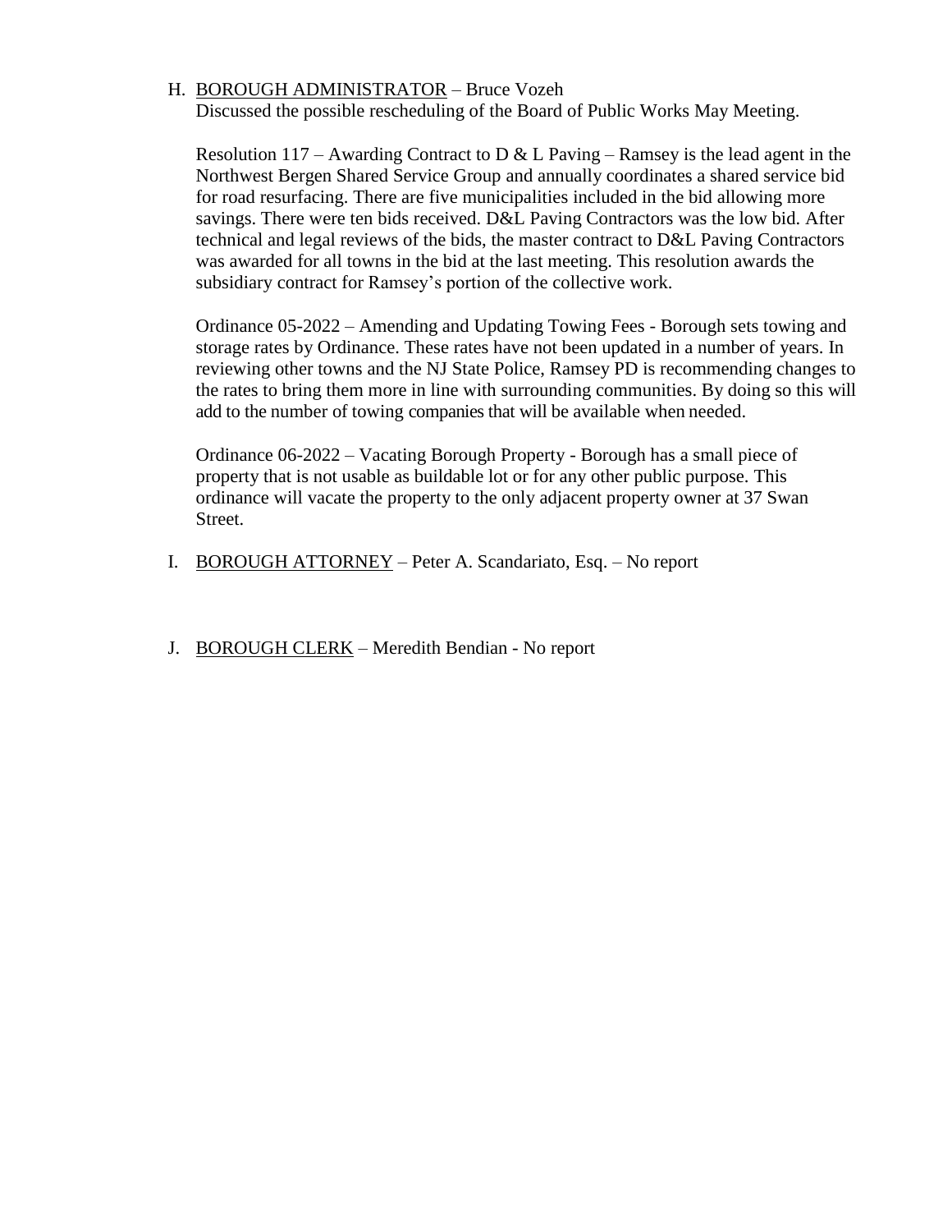H. <u>BOROUGH ADMINISTRATOR</u> – Bruce Vozeh

   Discussed the possible rescheduling of the Board of Public Works May Meeting.

   Resolution 117 – Awarding Contract to D & L Paving – Ramsey is the lead agent in the Northwest Bergen Shared Service Group and annually coordinates a shared service bid for road resurfacing. There are five municipalities included in the bid allowing more savings. There were ten bids received. D&L Paving Contractors was the low bid. After technical and legal reviews of the bids, the master contract to D&L Paving Contractors was awarded for all towns in the bid at the last meeting. This resolution awards the subsidiary contract for Ramsey's portion of the collective work.

   Ordinance 05-2022 – Amending and Updating Towing Fees - Borough sets towing and storage rates by Ordinance. These rates have not been updated in a number of years. In reviewing other towns and the NJ State Police, Ramsey PD is recommending changes to the rates to bring them more in line with surrounding communities. By doing so this will add to the number of towing companies that will be available when needed.

   Ordinance 06-2022 – Vacating Borough Property - Borough has a small piece of property that is not usable as buildable lot or for any other public purpose. This ordinance will vacate the property to the only adjacent property owner at 37 Swan Street.

I. <u>BOROUGH ATTORNEY</u> – Peter A. Scandariato, Esq. – No report

J. <u>BOROUGH CLERK</u> – Meredith Bendian - No report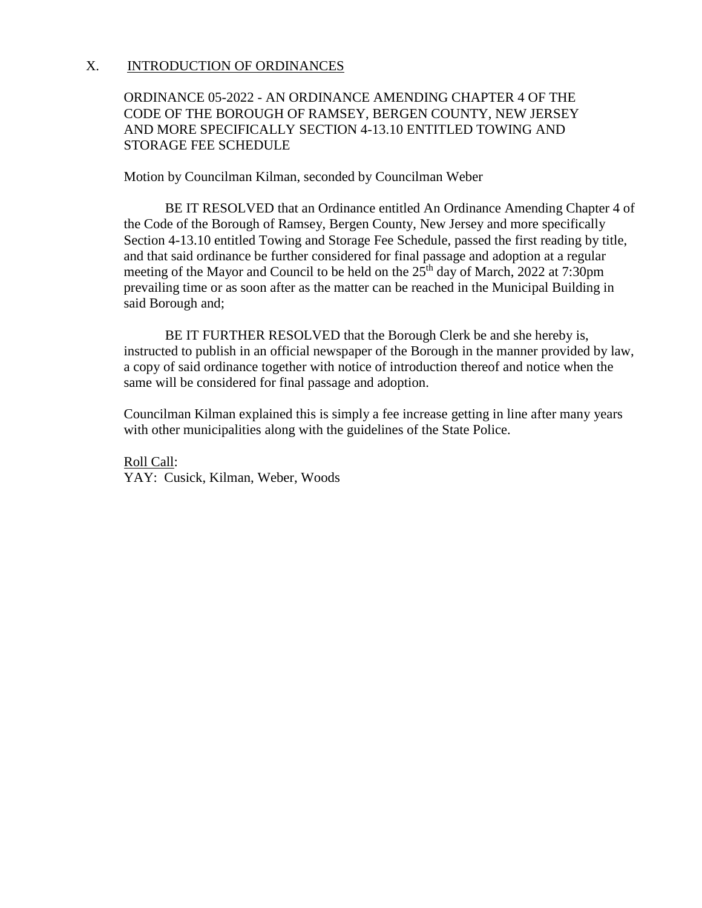## X. INTRODUCTION OF ORDINANCES

ORDINANCE 05-2022 - AN ORDINANCE AMENDING CHAPTER 4 OF THE CODE OF THE BOROUGH OF RAMSEY, BERGEN COUNTY, NEW JERSEY AND MORE SPECIFICALLY SECTION 4-13.10 ENTITLED TOWING AND STORAGE FEE SCHEDULE

Motion by Councilman Kilman, seconded by Councilman Weber

BE IT RESOLVED that an Ordinance entitled An Ordinance Amending Chapter 4 of the Code of the Borough of Ramsey, Bergen County, New Jersey and more specifically Section 4-13.10 entitled Towing and Storage Fee Schedule, passed the first reading by title, and that said ordinance be further considered for final passage and adoption at a regular meeting of the Mayor and Council to be held on the 25th day of March, 2022 at 7:30pm prevailing time or as soon after as the matter can be reached in the Municipal Building in said Borough and;

BE IT FURTHER RESOLVED that the Borough Clerk be and she hereby is, instructed to publish in an official newspaper of the Borough in the manner provided by law, a copy of said ordinance together with notice of introduction thereof and notice when the same will be considered for final passage and adoption.

Councilman Kilman explained this is simply a fee increase getting in line after many years with other municipalities along with the guidelines of the State Police.

Roll Call:
YAY: Cusick, Kilman, Weber, Woods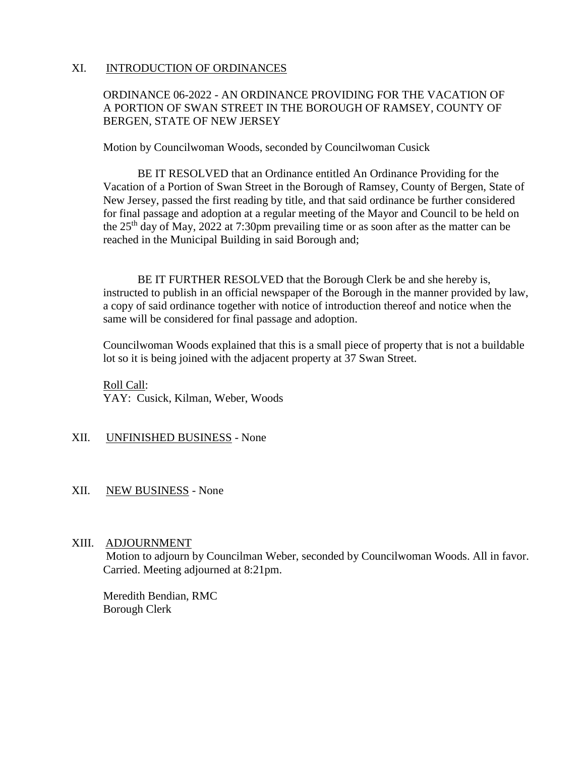## XI. INTRODUCTION OF ORDINANCES

ORDINANCE 06-2022 - AN ORDINANCE PROVIDING FOR THE VACATION OF A PORTION OF SWAN STREET IN THE BOROUGH OF RAMSEY, COUNTY OF BERGEN, STATE OF NEW JERSEY

Motion by Councilwoman Woods, seconded by Councilwoman Cusick

BE IT RESOLVED that an Ordinance entitled An Ordinance Providing for the Vacation of a Portion of Swan Street in the Borough of Ramsey, County of Bergen, State of New Jersey, passed the first reading by title, and that said ordinance be further considered for final passage and adoption at a regular meeting of the Mayor and Council to be held on the 25th day of May, 2022 at 7:30pm prevailing time or as soon after as the matter can be reached in the Municipal Building in said Borough and;

BE IT FURTHER RESOLVED that the Borough Clerk be and she hereby is, instructed to publish in an official newspaper of the Borough in the manner provided by law, a copy of said ordinance together with notice of introduction thereof and notice when the same will be considered for final passage and adoption.

Councilwoman Woods explained that this is a small piece of property that is not a buildable lot so it is being joined with the adjacent property at 37 Swan Street.

Roll Call:
YAY: Cusick, Kilman, Weber, Woods

## XII. UNFINISHED BUSINESS - None

## XII. NEW BUSINESS - None

## XIII. ADJOURNMENT

Motion to adjourn by Councilman Weber, seconded by Councilwoman Woods. All in favor. Carried. Meeting adjourned at 8:21pm.

Meredith Bendian, RMC
Borough Clerk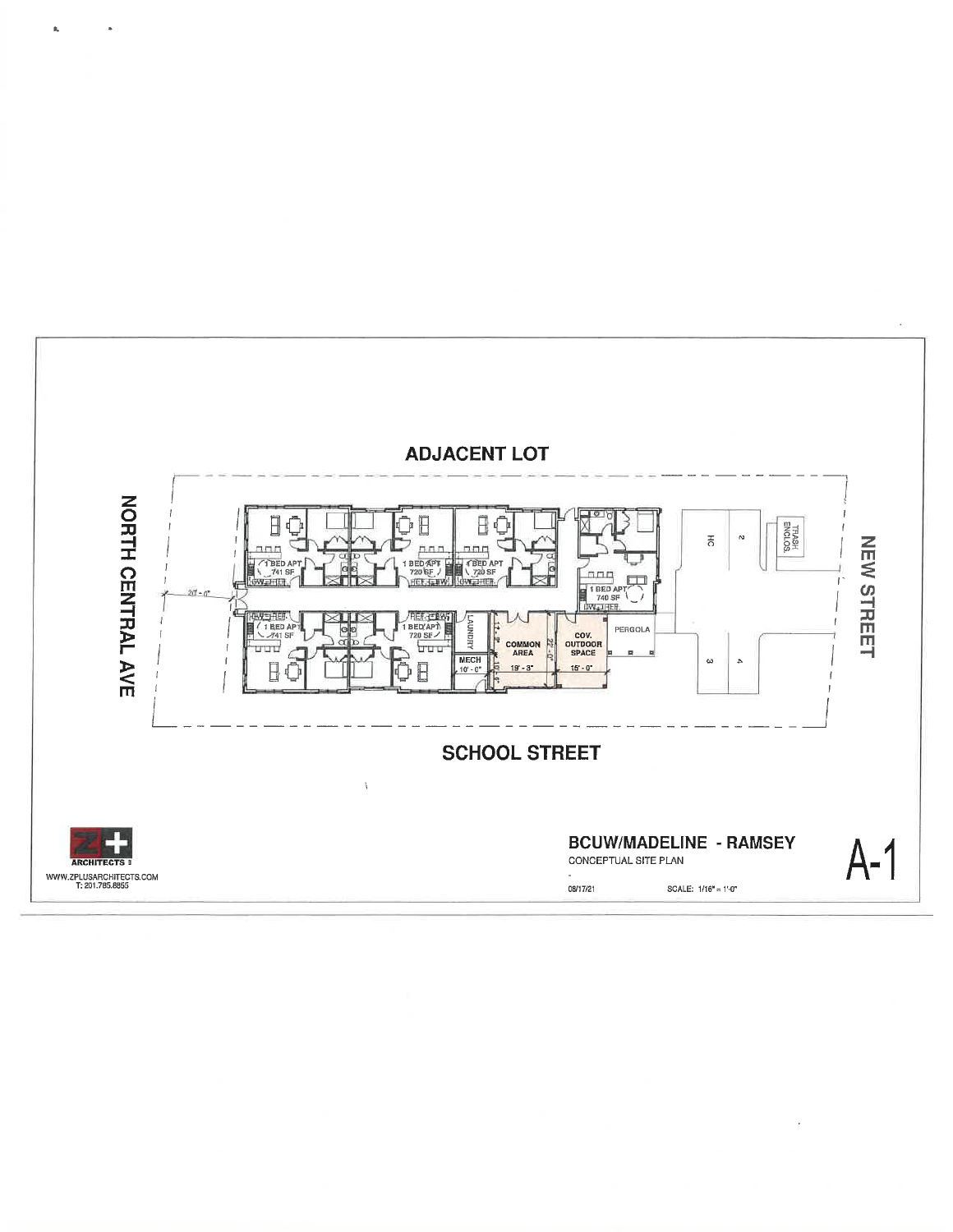ADJACENT LOT

NORTH CENTRAL AVE

NEW STREET

SCHOOL STREET

1 BED APT 741 SF

1 BED APT 720 SF

1 BED APT 720 SF

1 BED APT 740 SF

1 BED APT 741 SF

1 BED APT 720 SF

LAUNDRY

MECH 10' - 0"

COMMON AREA 19' - 3"

COV. OUTDOOR SPACE 15' - 0"

PERGOLA

HC

2

3

4

TRASH ENCLOS.

20' - 0"

22' - 0"

12' - 0"

10' - 0"

Z+ ARCHITECTS
WWW.ZPLUSARCHITECTS.COM
T: 201.785.8855

**BCUW/MADELINE - RAMSEY**

CONCEPTUAL SITE PLAN

08/17/21

SCALE: 1/16" = 1'-0"

A-1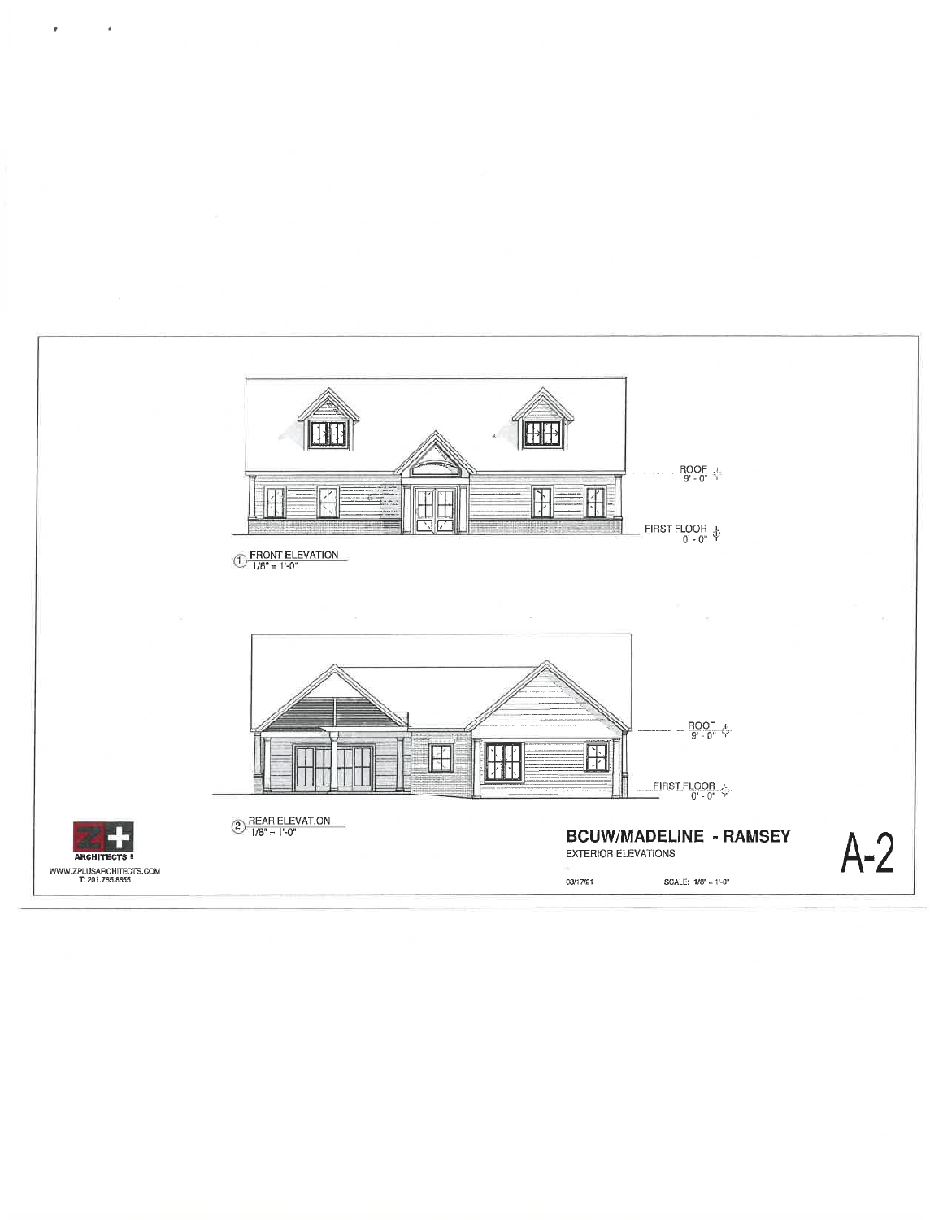ROOF
9' - 0"

FIRST FLOOR
0' - 0"

1 FRONT ELEVATION
1/8" = 1'-0"

ROOF
9' - 0"

FIRST FLOOR
0' - 0"

2 REAR ELEVATION
1/8" = 1'-0"

Z+ ARCHITECTS
WWW.ZPLUSARCHITECTS.COM
T: 201.785.8855

# BCUW/MADELINE - RAMSEY

EXTERIOR ELEVATIONS

08/17/21

SCALE: 1/8" = 1'-0"

A-2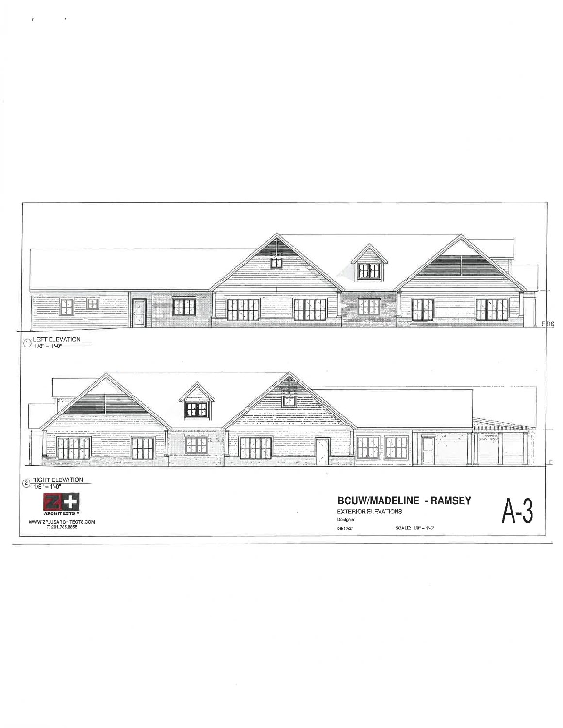FIRS

① LEFT ELEVATION
1/8" = 1'-0"

F

② RIGHT ELEVATION
1/8" = 1'-0"

Z+ ARCHITECTS

WWW.ZPLUSARCHITECTS.COM
T: 201.785.8855

**BCUW/MADELINE - RAMSEY**

EXTERIOR ELEVATIONS

Designer

06/17/21

SCALE: 1/8" = 1'-0"

**A-3**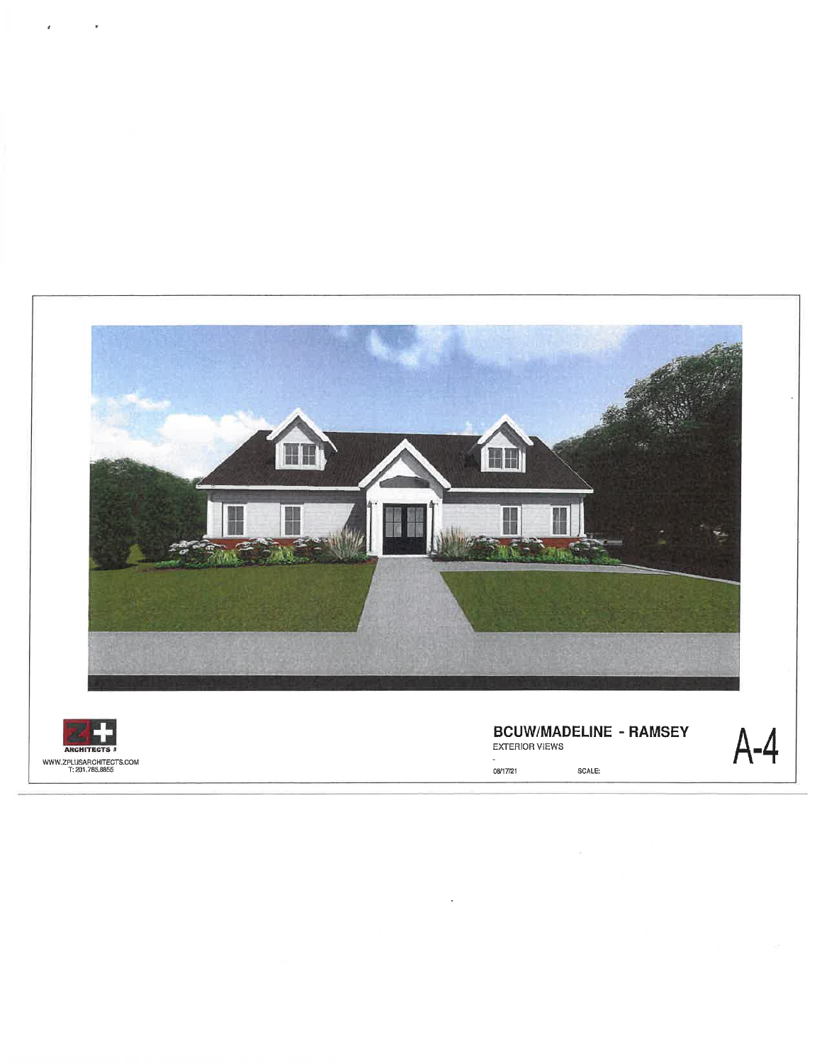ARCHITECTS

WWW.ZPLUSARCHITECTS.COM
T: 201.785.8855

**BCUW/MADELINE - RAMSEY**

EXTERIOR VIEWS

-

08/17/21

SCALE:

**A-4**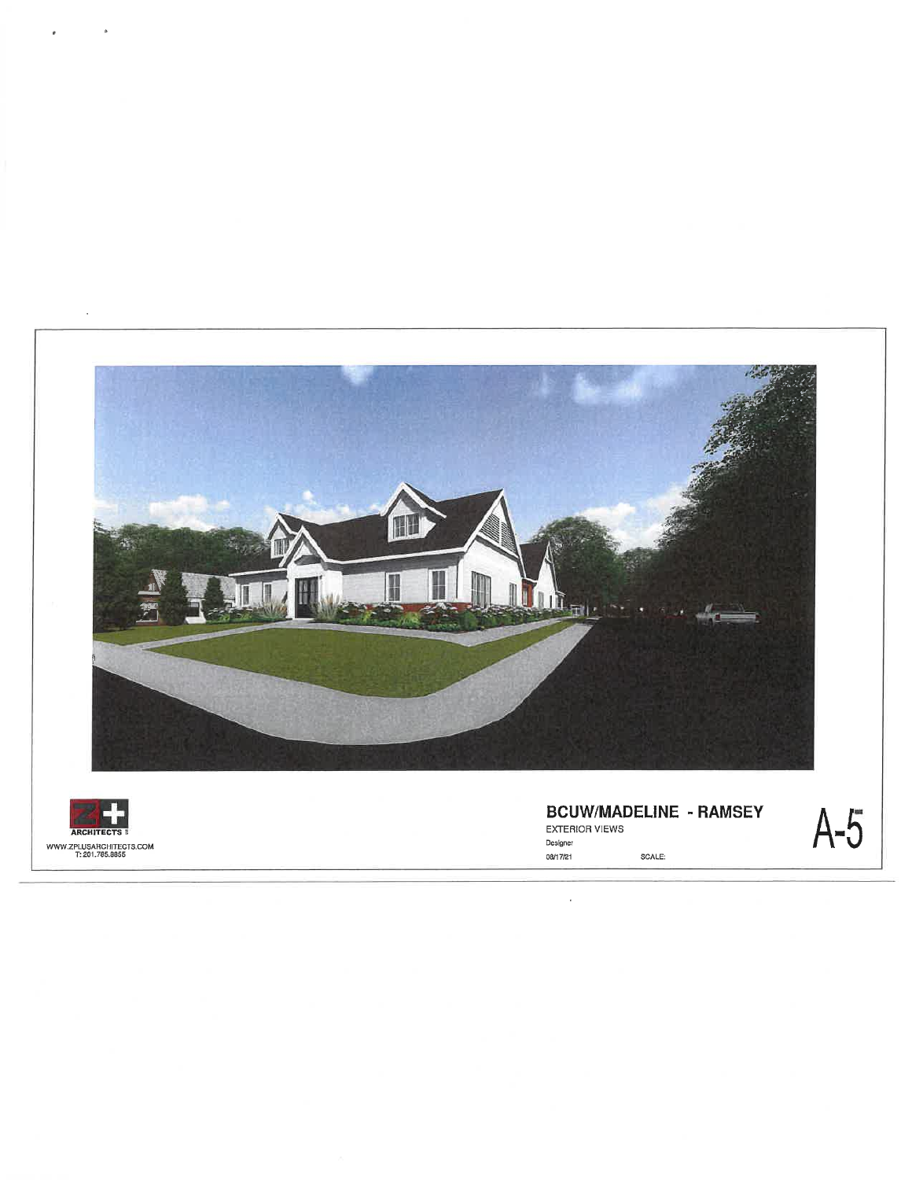ARCHITECTS

WWW.ZPLUSARCHITECTS.COM
T: 201.785.8855

**BCUW/MADELINE - RAMSEY**

EXTERIOR VIEWS

Designer

08/17/21

SCALE:

**A-5**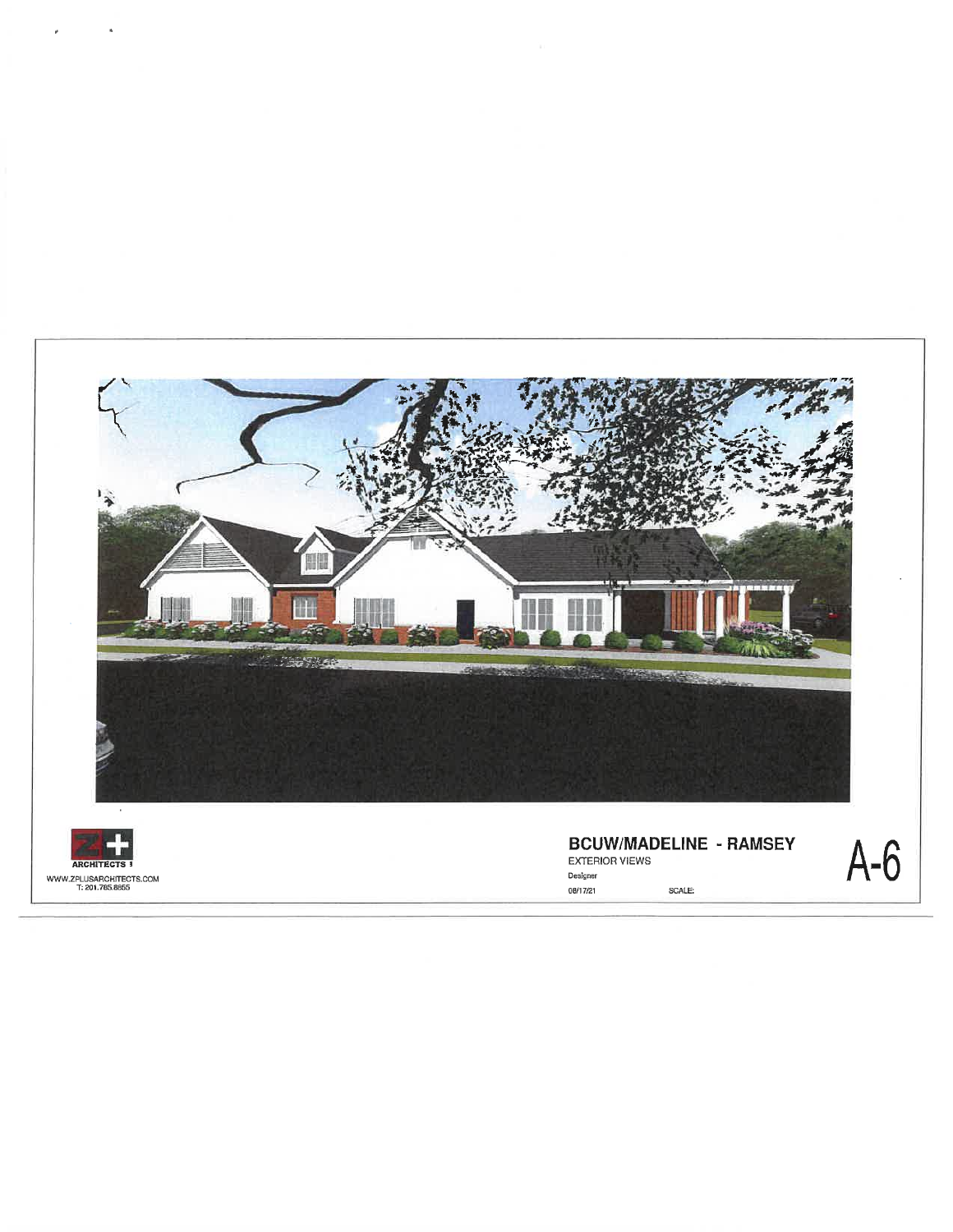ARCHITECTS

WWW.ZPLUSARCHITECTS.COM
T: 201.785.8855

**BCUW/MADELINE - RAMSEY**

EXTERIOR VIEWS

Designer

08/17/21 SCALE:

**A-6**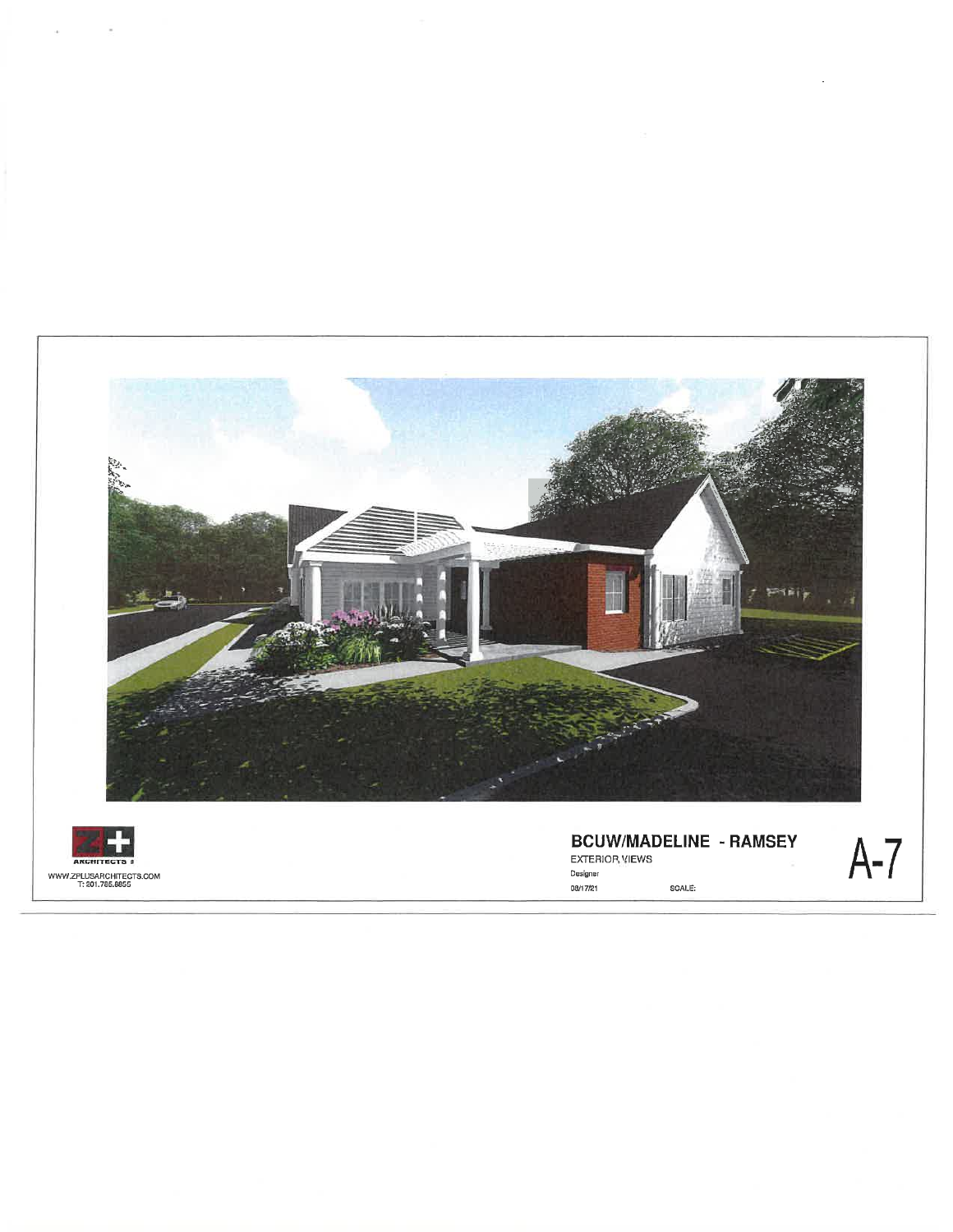ARCHITECTS

WWW.ZPLUSARCHITECTS.COM
T: 201.785.8855

## BCUW/MADELINE - RAMSEY

EXTERIOR VIEWS

Designer

08/17/21

SCALE:

A-7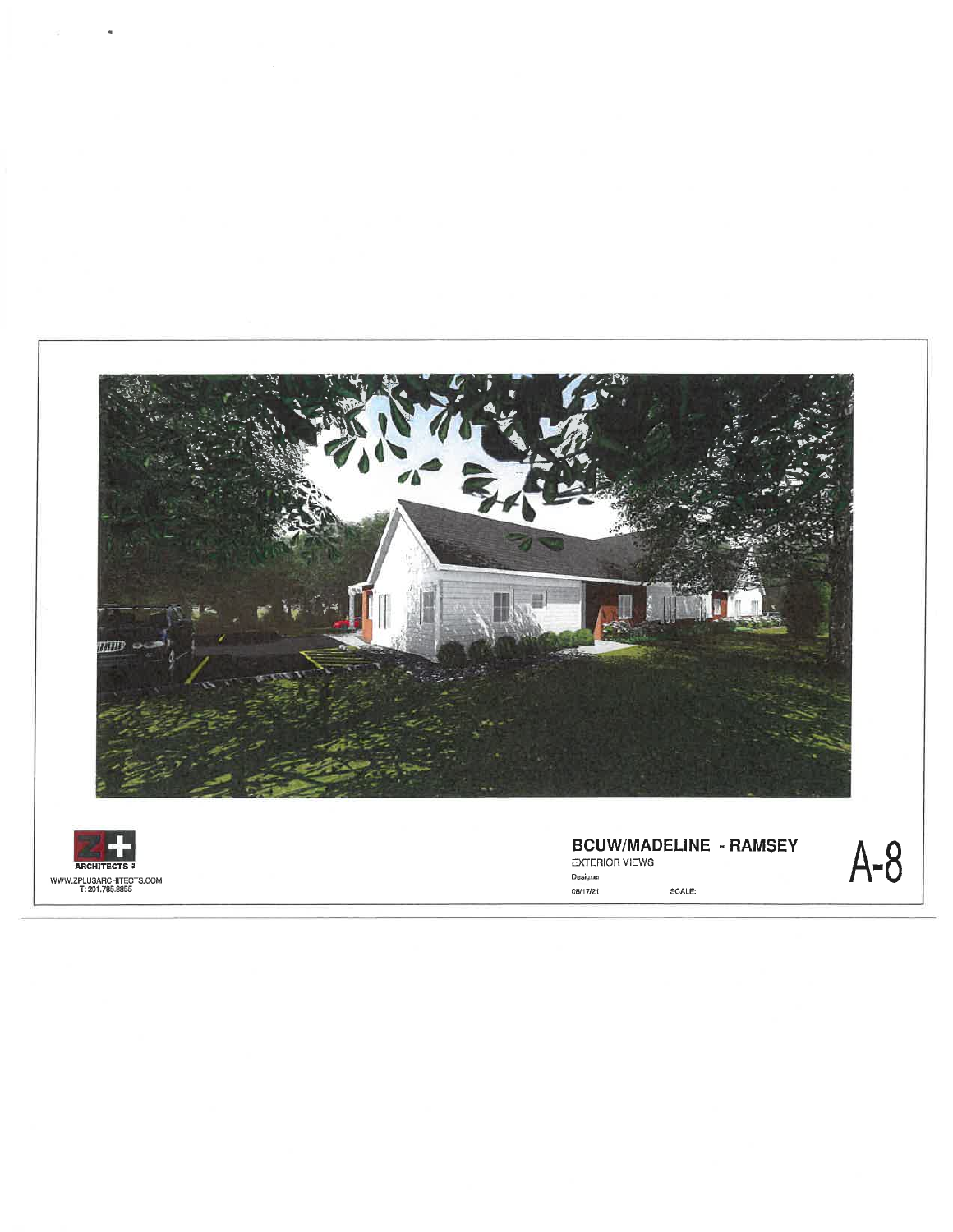ARCHITECTS
WWW.ZPLUSARCHITECTS.COM
T: 201.785.8855

**BCUW/MADELINE - RAMSEY**

EXTERIOR VIEWS

Designer

08/17/21

SCALE:

A-8